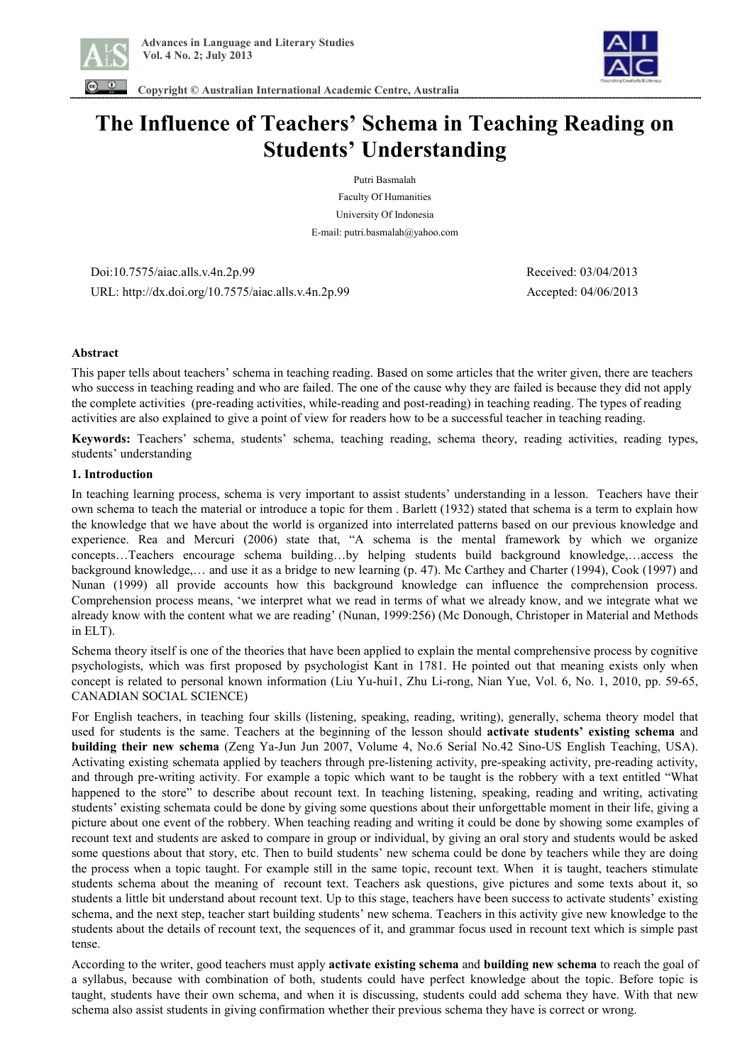# The Influence of Teachers' Schema in Teaching Reading on Students' Understanding

Putri Basmalah

Faculty Of Humanities

University Of Indonesia

E-mail: putri.basmalah@yahoo.com

Doi:10.7575/aiac.alls.v.4n.2p.99

URL: http://dx.doi.org/10.7575/aiac.alls.v.4n.2p.99

Received: 03/04/2013

Accepted: 04/06/2013

### Abstract

This paper tells about teachers' schema in teaching reading. Based on some articles that the writer given, there are teachers who success in teaching reading and who are failed. The one of the cause why they are failed is because they did not apply the complete activities (pre-reading activities, while-reading and post-reading) in teaching reading. The types of reading activities are also explained to give a point of view for readers how to be a successful teacher in teaching reading.

**Keywords:** Teachers' schema, students' schema, teaching reading, schema theory, reading activities, reading types, students' understanding

## 1. Introduction

In teaching learning process, schema is very important to assist students' understanding in a lesson. Teachers have their own schema to teach the material or introduce a topic for them . Barlett (1932) stated that schema is a term to explain how the knowledge that we have about the world is organized into interrelated patterns based on our previous knowledge and experience. Rea and Mercuri (2006) state that, "A schema is the mental framework by which we organize concepts…Teachers encourage schema building…by helping students build background knowledge,…access the background knowledge,… and use it as a bridge to new learning (p. 47). Mc Carthey and Charter (1994), Cook (1997) and Nunan (1999) all provide accounts how this background knowledge can influence the comprehension process. Comprehension process means, 'we interpret what we read in terms of what we already know, and we integrate what we already know with the content what we are reading' (Nunan, 1999:256) (Mc Donough, Christoper in Material and Methods in ELT).

Schema theory itself is one of the theories that have been applied to explain the mental comprehensive process by cognitive psychologists, which was first proposed by psychologist Kant in 1781. He pointed out that meaning exists only when concept is related to personal known information (Liu Yu-hui1, Zhu Li-rong, Nian Yue, Vol. 6, No. 1, 2010, pp. 59-65, CANADIAN SOCIAL SCIENCE)

For English teachers, in teaching four skills (listening, speaking, reading, writing), generally, schema theory model that used for students is the same. Teachers at the beginning of the lesson should **activate students' existing schema** and **building their new schema** (Zeng Ya-Jun Jun 2007, Volume 4, No.6 Serial No.42 Sino-US English Teaching, USA). Activating existing schemata applied by teachers through pre-listening activity, pre-speaking activity, pre-reading activity, and through pre-writing activity. For example a topic which want to be taught is the robbery with a text entitled "What happened to the store" to describe about recount text. In teaching listening, speaking, reading and writing, activating students' existing schemata could be done by giving some questions about their unforgettable moment in their life, giving a picture about one event of the robbery. When teaching reading and writing it could be done by showing some examples of recount text and students are asked to compare in group or individual, by giving an oral story and students would be asked some questions about that story, etc. Then to build students' new schema could be done by teachers while they are doing the process when a topic taught. For example still in the same topic, recount text. When it is taught, teachers stimulate students schema about the meaning of recount text. Teachers ask questions, give pictures and some texts about it, so students a little bit understand about recount text. Up to this stage, teachers have been success to activate students' existing schema, and the next step, teacher start building students' new schema. Teachers in this activity give new knowledge to the students about the details of recount text, the sequences of it, and grammar focus used in recount text which is simple past tense.

According to the writer, good teachers must apply **activate existing schema** and **building new schema** to reach the goal of a syllabus, because with combination of both, students could have perfect knowledge about the topic. Before topic is taught, students have their own schema, and when it is discussing, students could add schema they have. With that new schema also assist students in giving confirmation whether their previous schema they have is correct or wrong.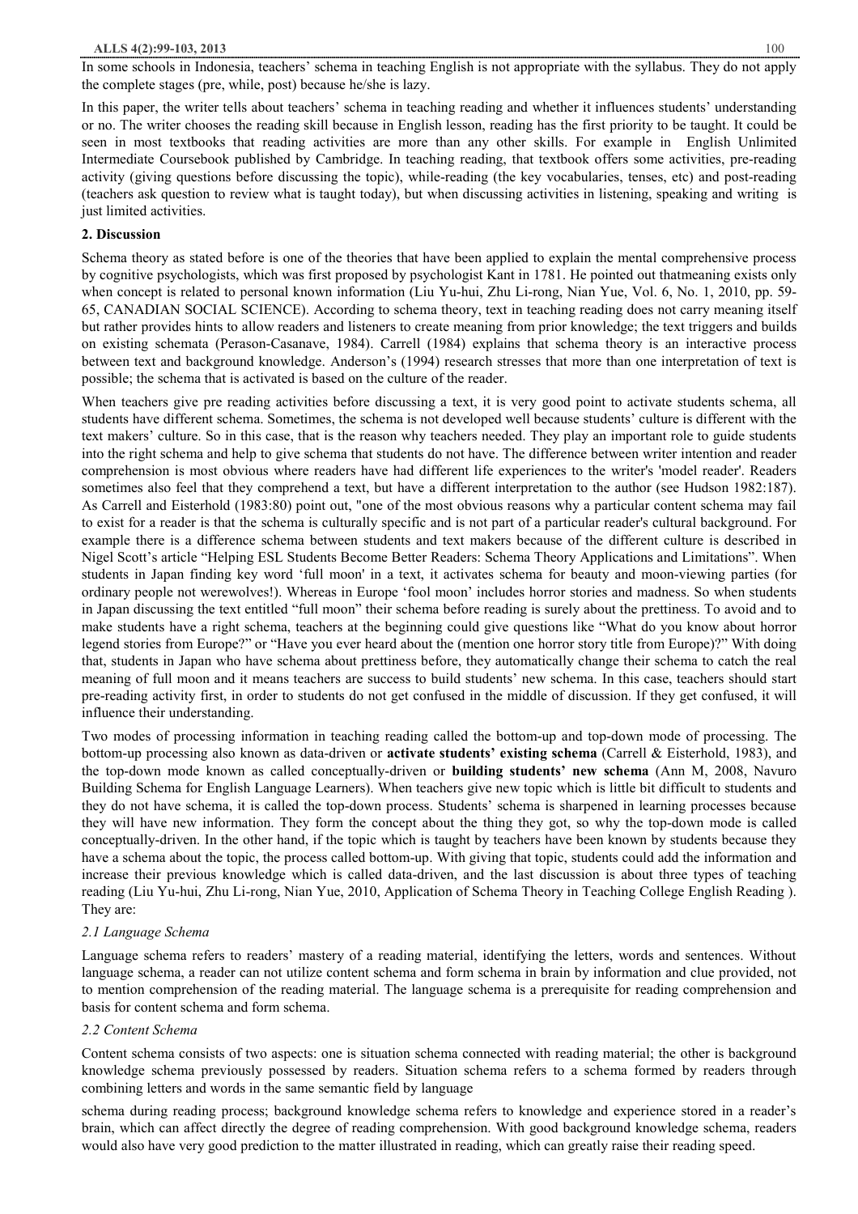In some schools in Indonesia, teachers' schema in teaching English is not appropriate with the syllabus. They do not apply the complete stages (pre, while, post) because he/she is lazy.

In this paper, the writer tells about teachers' schema in teaching reading and whether it influences students' understanding or no. The writer chooses the reading skill because in English lesson, reading has the first priority to be taught. It could be seen in most textbooks that reading activities are more than any other skills. For example in English Unlimited Intermediate Coursebook published by Cambridge. In teaching reading, that textbook offers some activities, pre-reading activity (giving questions before discussing the topic), while-reading (the key vocabularies, tenses, etc) and post-reading (teachers ask question to review what is taught today), but when discussing activities in listening, speaking and writing is just limited activities.

## 2. Discussion

Schema theory as stated before is one of the theories that have been applied to explain the mental comprehensive process by cognitive psychologists, which was first proposed by psychologist Kant in 1781. He pointed out thatmeaning exists only when concept is related to personal known information (Liu Yu-hui, Zhu Li-rong, Nian Yue, Vol. 6, No. 1, 2010, pp. 59-65, CANADIAN SOCIAL SCIENCE). According to schema theory, text in teaching reading does not carry meaning itself but rather provides hints to allow readers and listeners to create meaning from prior knowledge; the text triggers and builds on existing schemata (Perason-Casanave, 1984). Carrell (1984) explains that schema theory is an interactive process between text and background knowledge. Anderson's (1994) research stresses that more than one interpretation of text is possible; the schema that is activated is based on the culture of the reader.

When teachers give pre reading activities before discussing a text, it is very good point to activate students schema, all students have different schema. Sometimes, the schema is not developed well because students' culture is different with the text makers' culture. So in this case, that is the reason why teachers needed. They play an important role to guide students into the right schema and help to give schema that students do not have. The difference between writer intention and reader comprehension is most obvious where readers have had different life experiences to the writer's 'model reader'. Readers sometimes also feel that they comprehend a text, but have a different interpretation to the author (see Hudson 1982:187). As Carrell and Eisterhold (1983:80) point out, "one of the most obvious reasons why a particular content schema may fail to exist for a reader is that the schema is culturally specific and is not part of a particular reader's cultural background. For example there is a difference schema between students and text makers because of the different culture is described in Nigel Scott's article "Helping ESL Students Become Better Readers: Schema Theory Applications and Limitations". When students in Japan finding key word 'full moon' in a text, it activates schema for beauty and moon-viewing parties (for ordinary people not werewolves!). Whereas in Europe 'fool moon' includes horror stories and madness. So when students in Japan discussing the text entitled "full moon" their schema before reading is surely about the prettiness. To avoid and to make students have a right schema, teachers at the beginning could give questions like "What do you know about horror legend stories from Europe?" or "Have you ever heard about the (mention one horror story title from Europe)?" With doing that, students in Japan who have schema about prettiness before, they automatically change their schema to catch the real meaning of full moon and it means teachers are success to build students' new schema. In this case, teachers should start pre-reading activity first, in order to students do not get confused in the middle of discussion. If they get confused, it will influence their understanding.

Two modes of processing information in teaching reading called the bottom-up and top-down mode of processing. The bottom-up processing also known as data-driven or **activate students' existing schema** (Carrell & Eisterhold, 1983), and the top-down mode known as called conceptually-driven or **building students' new schema** (Ann M, 2008, Navuro Building Schema for English Language Learners). When teachers give new topic which is little bit difficult to students and they do not have schema, it is called the top-down process. Students' schema is sharpened in learning processes because they will have new information. They form the concept about the thing they got, so why the top-down mode is called conceptually-driven. In the other hand, if the topic which is taught by teachers have been known by students because they have a schema about the topic, the process called bottom-up. With giving that topic, students could add the information and increase their previous knowledge which is called data-driven, and the last discussion is about three types of teaching reading (Liu Yu-hui, Zhu Li-rong, Nian Yue, 2010, Application of Schema Theory in Teaching College English Reading ). They are:

### *2.1 Language Schema*

Language schema refers to readers' mastery of a reading material, identifying the letters, words and sentences. Without language schema, a reader can not utilize content schema and form schema in brain by information and clue provided, not to mention comprehension of the reading material. The language schema is a prerequisite for reading comprehension and basis for content schema and form schema.

### *2.2 Content Schema*

Content schema consists of two aspects: one is situation schema connected with reading material; the other is background knowledge schema previously possessed by readers. Situation schema refers to a schema formed by readers through combining letters and words in the same semantic field by language schema during reading process; background knowledge schema refers to knowledge and experience stored in a reader's brain, which can affect directly the degree of reading comprehension. With good background knowledge schema, readers would also have very good prediction to the matter illustrated in reading, which can greatly raise their reading speed.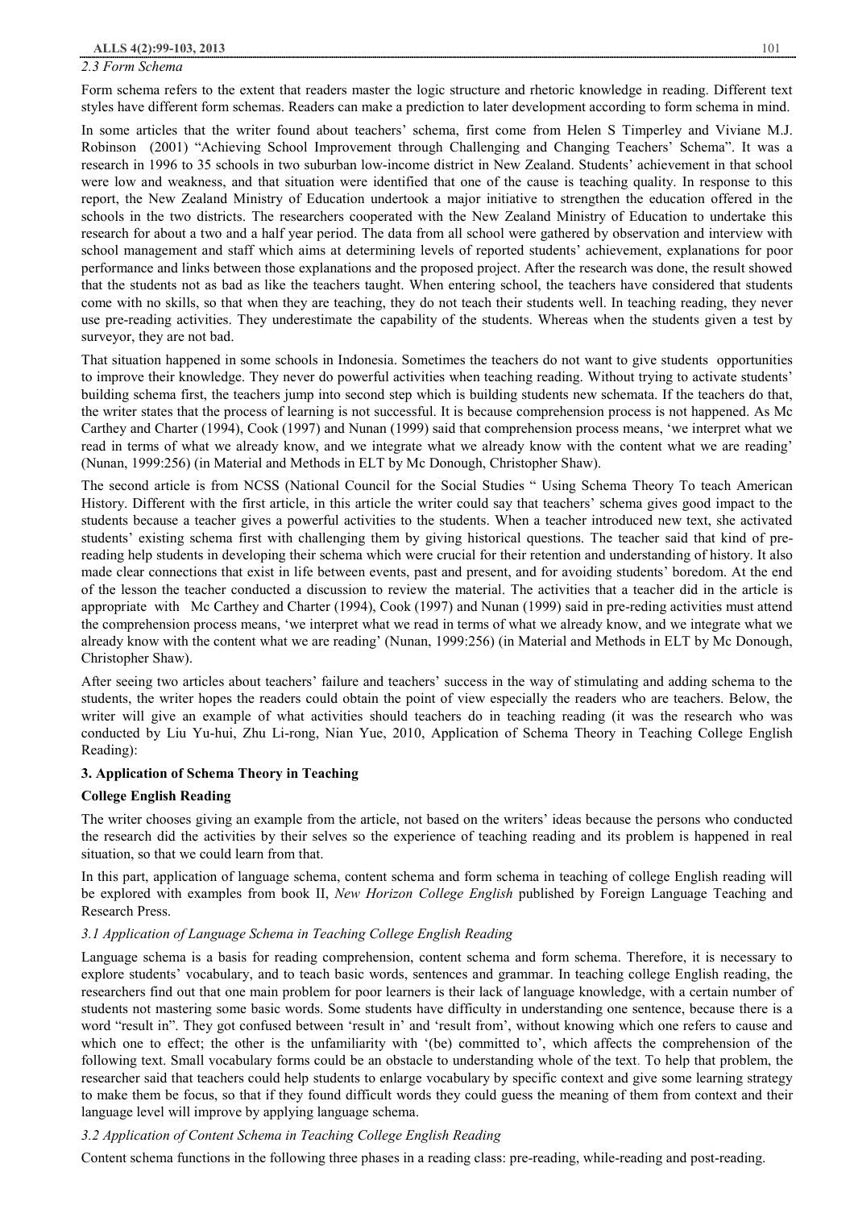### *2.3 Form Schema*

Form schema refers to the extent that readers master the logic structure and rhetoric knowledge in reading. Different text styles have different form schemas. Readers can make a prediction to later development according to form schema in mind.

In some articles that the writer found about teachers' schema, first come from Helen S Timperley and Viviane M.J. Robinson (2001) "Achieving School Improvement through Challenging and Changing Teachers' Schema". It was a research in 1996 to 35 schools in two suburban low-income district in New Zealand. Students' achievement in that school were low and weakness, and that situation were identified that one of the cause is teaching quality. In response to this report, the New Zealand Ministry of Education undertook a major initiative to strengthen the education offered in the schools in the two districts. The researchers cooperated with the New Zealand Ministry of Education to undertake this research for about a two and a half year period. The data from all school were gathered by observation and interview with school management and staff which aims at determining levels of reported students' achievement, explanations for poor performance and links between those explanations and the proposed project. After the research was done, the result showed that the students not as bad as like the teachers taught. When entering school, the teachers have considered that students come with no skills, so that when they are teaching, they do not teach their students well. In teaching reading, they never use pre-reading activities. They underestimate the capability of the students. Whereas when the students given a test by surveyor, they are not bad.

That situation happened in some schools in Indonesia. Sometimes the teachers do not want to give students opportunities to improve their knowledge. They never do powerful activities when teaching reading. Without trying to activate students' building schema first, the teachers jump into second step which is building students new schemata. If the teachers do that, the writer states that the process of learning is not successful. It is because comprehension process is not happened. As Mc Carthey and Charter (1994), Cook (1997) and Nunan (1999) said that comprehension process means, 'we interpret what we read in terms of what we already know, and we integrate what we already know with the content what we are reading' (Nunan, 1999:256) (in Material and Methods in ELT by Mc Donough, Christopher Shaw).

The second article is from NCSS (National Council for the Social Studies " Using Schema Theory To teach American History. Different with the first article, in this article the writer could say that teachers' schema gives good impact to the students because a teacher gives a powerful activities to the students. When a teacher introduced new text, she activated students' existing schema first with challenging them by giving historical questions. The teacher said that kind of pre-reading help students in developing their schema which were crucial for their retention and understanding of history. It also made clear connections that exist in life between events, past and present, and for avoiding students' boredom. At the end of the lesson the teacher conducted a discussion to review the material. The activities that a teacher did in the article is appropriate with Mc Carthey and Charter (1994), Cook (1997) and Nunan (1999) said in pre-reding activities must attend the comprehension process means, 'we interpret what we read in terms of what we already know, and we integrate what we already know with the content what we are reading' (Nunan, 1999:256) (in Material and Methods in ELT by Mc Donough, Christopher Shaw).

After seeing two articles about teachers' failure and teachers' success in the way of stimulating and adding schema to the students, the writer hopes the readers could obtain the point of view especially the readers who are teachers. Below, the writer will give an example of what activities should teachers do in teaching reading (it was the research who was conducted by Liu Yu-hui, Zhu Li-rong, Nian Yue, 2010, Application of Schema Theory in Teaching College English Reading):

## 3. Application of Schema Theory in Teaching College English Reading

The writer chooses giving an example from the article, not based on the writers' ideas because the persons who conducted the research did the activities by their selves so the experience of teaching reading and its problem is happened in real situation, so that we could learn from that.

In this part, application of language schema, content schema and form schema in teaching of college English reading will be explored with examples from book II, *New Horizon College English* published by Foreign Language Teaching and Research Press.

### *3.1 Application of Language Schema in Teaching College English Reading*

Language schema is a basis for reading comprehension, content schema and form schema. Therefore, it is necessary to explore students' vocabulary, and to teach basic words, sentences and grammar. In teaching college English reading, the researchers find out that one main problem for poor learners is their lack of language knowledge, with a certain number of students not mastering some basic words. Some students have difficulty in understanding one sentence, because there is a word "result in". They got confused between 'result in' and 'result from', without knowing which one refers to cause and which one to effect; the other is the unfamiliarity with '(be) committed to', which affects the comprehension of the following text. Small vocabulary forms could be an obstacle to understanding whole of the text. To help that problem, the researcher said that teachers could help students to enlarge vocabulary by specific context and give some learning strategy to make them be focus, so that if they found difficult words they could guess the meaning of them from context and their language level will improve by applying language schema.

### *3.2 Application of Content Schema in Teaching College English Reading*

Content schema functions in the following three phases in a reading class: pre-reading, while-reading and post-reading.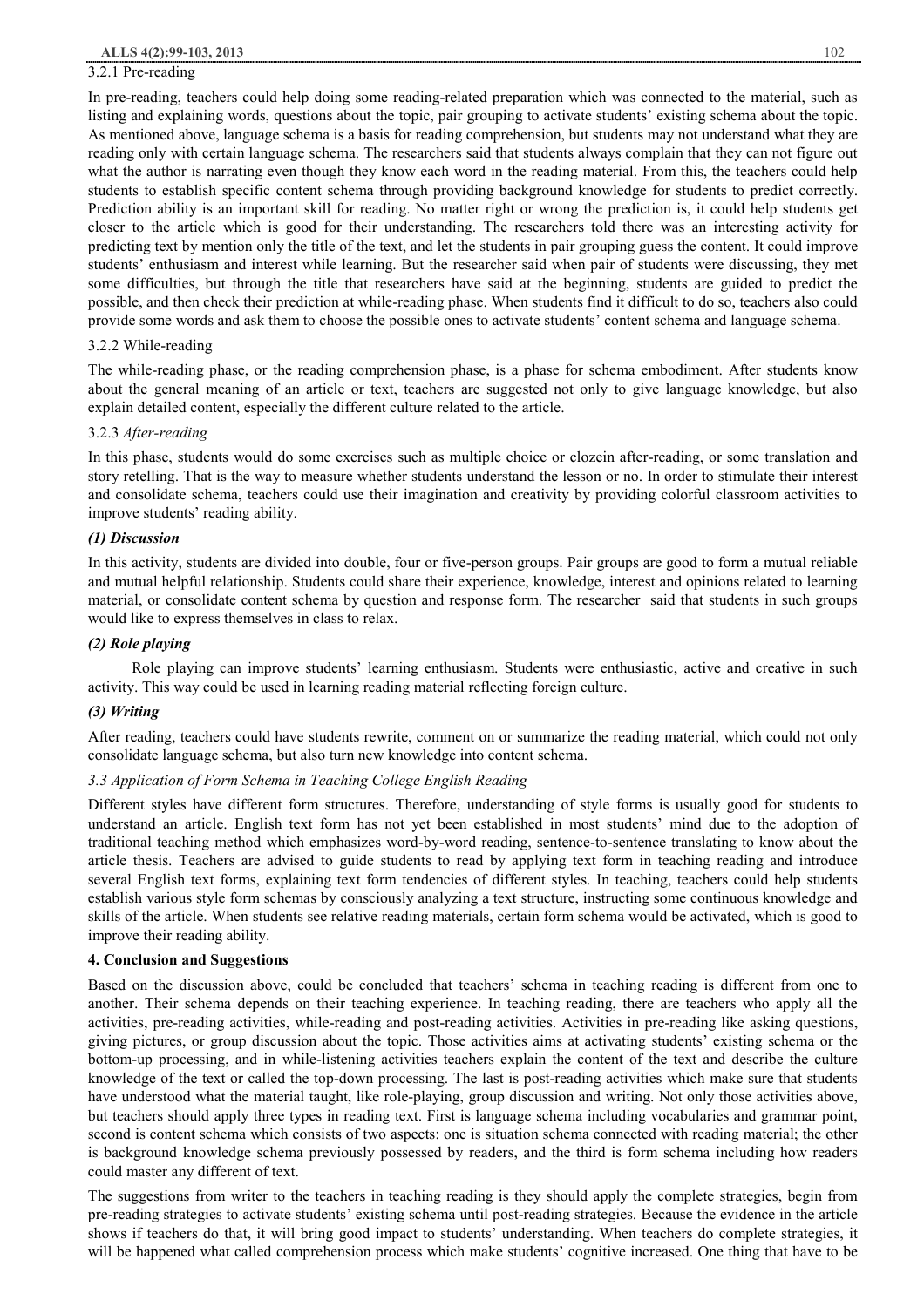#### 3.2.1 Pre-reading

In pre-reading, teachers could help doing some reading-related preparation which was connected to the material, such as listing and explaining words, questions about the topic, pair grouping to activate students' existing schema about the topic. As mentioned above, language schema is a basis for reading comprehension, but students may not understand what they are reading only with certain language schema. The researchers said that students always complain that they can not figure out what the author is narrating even though they know each word in the reading material. From this, the teachers could help students to establish specific content schema through providing background knowledge for students to predict correctly. Prediction ability is an important skill for reading. No matter right or wrong the prediction is, it could help students get closer to the article which is good for their understanding. The researchers told there was an interesting activity for predicting text by mention only the title of the text, and let the students in pair grouping guess the content. It could improve students' enthusiasm and interest while learning. But the researcher said when pair of students were discussing, they met some difficulties, but through the title that researchers have said at the beginning, students are guided to predict the possible, and then check their prediction at while-reading phase. When students find it difficult to do so, teachers also could provide some words and ask them to choose the possible ones to activate students' content schema and language schema.

#### 3.2.2 While-reading

The while-reading phase, or the reading comprehension phase, is a phase for schema embodiment. After students know about the general meaning of an article or text, teachers are suggested not only to give language knowledge, but also explain detailed content, especially the different culture related to the article.

#### 3.2.3 *After-reading*

In this phase, students would do some exercises such as multiple choice or clozein after-reading, or some translation and story retelling. That is the way to measure whether students understand the lesson or no. In order to stimulate their interest and consolidate schema, teachers could use their imagination and creativity by providing colorful classroom activities to improve students' reading ability.

***(1) Discussion***

In this activity, students are divided into double, four or five-person groups. Pair groups are good to form a mutual reliable and mutual helpful relationship. Students could share their experience, knowledge, interest and opinions related to learning material, or consolidate content schema by question and response form. The researcher said that students in such groups would like to express themselves in class to relax.

***(2) Role playing***

Role playing can improve students' learning enthusiasm. Students were enthusiastic, active and creative in such activity. This way could be used in learning reading material reflecting foreign culture.

***(3) Writing***

After reading, teachers could have students rewrite, comment on or summarize the reading material, which could not only consolidate language schema, but also turn new knowledge into content schema.

### *3.3 Application of Form Schema in Teaching College English Reading*

Different styles have different form structures. Therefore, understanding of style forms is usually good for students to understand an article. English text form has not yet been established in most students' mind due to the adoption of traditional teaching method which emphasizes word-by-word reading, sentence-to-sentence translating to know about the article thesis. Teachers are advised to guide students to read by applying text form in teaching reading and introduce several English text forms, explaining text form tendencies of different styles. In teaching, teachers could help students establish various style form schemas by consciously analyzing a text structure, instructing some continuous knowledge and skills of the article. When students see relative reading materials, certain form schema would be activated, which is good to improve their reading ability.

## 4. Conclusion and Suggestions

Based on the discussion above, could be concluded that teachers' schema in teaching reading is different from one to another. Their schema depends on their teaching experience. In teaching reading, there are teachers who apply all the activities, pre-reading activities, while-reading and post-reading activities. Activities in pre-reading like asking questions, giving pictures, or group discussion about the topic. Those activities aims at activating students' existing schema or the bottom-up processing, and in while-listening activities teachers explain the content of the text and describe the culture knowledge of the text or called the top-down processing. The last is post-reading activities which make sure that students have understood what the material taught, like role-playing, group discussion and writing. Not only those activities above, but teachers should apply three types in reading text. First is language schema including vocabularies and grammar point, second is content schema which consists of two aspects: one is situation schema connected with reading material; the other is background knowledge schema previously possessed by readers, and the third is form schema including how readers could master any different of text.

The suggestions from writer to the teachers in teaching reading is they should apply the complete strategies, begin from pre-reading strategies to activate students' existing schema until post-reading strategies. Because the evidence in the article shows if teachers do that, it will bring good impact to students' understanding. When teachers do complete strategies, it will be happened what called comprehension process which make students' cognitive increased. One thing that have to be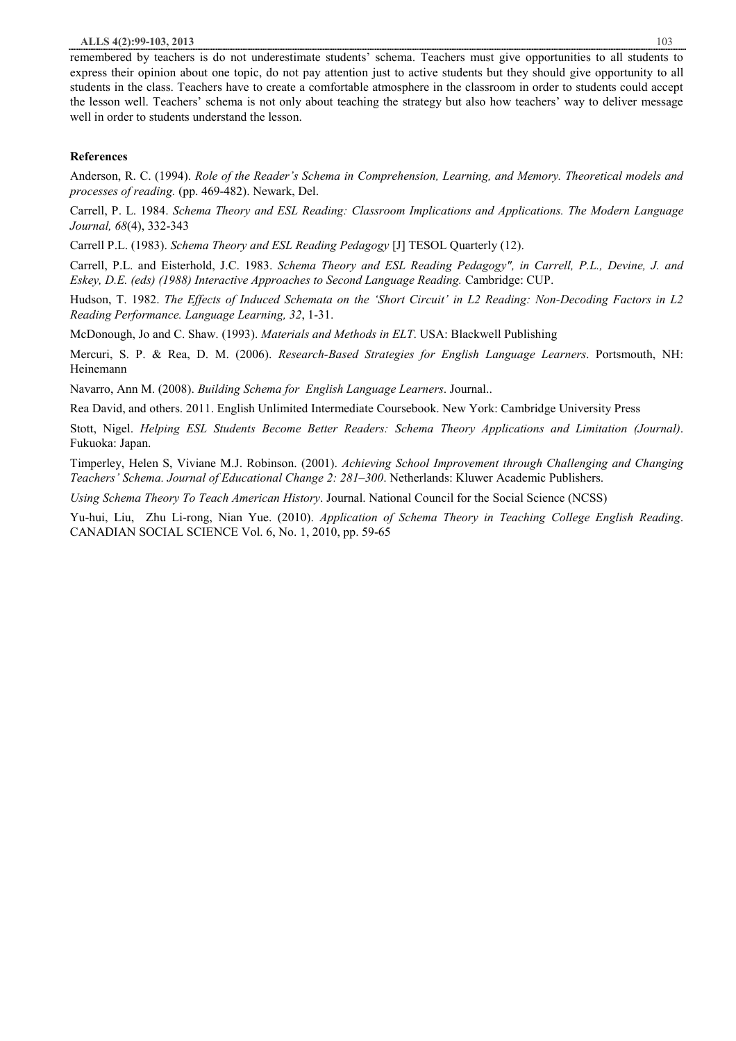remembered by teachers is do not underestimate students' schema. Teachers must give opportunities to all students to express their opinion about one topic, do not pay attention just to active students but they should give opportunity to all students in the class. Teachers have to create a comfortable atmosphere in the classroom in order to students could accept the lesson well. Teachers' schema is not only about teaching the strategy but also how teachers' way to deliver message well in order to students understand the lesson.

**References**

Anderson, R. C. (1994). *Role of the Reader's Schema in Comprehension, Learning, and Memory. Theoretical models and processes of reading.* (pp. 469-482). Newark, Del.

Carrell, P. L. 1984. *Schema Theory and ESL Reading: Classroom Implications and Applications. The Modern Language Journal, 68*(4), 332-343

Carrell P.L. (1983). *Schema Theory and ESL Reading Pedagogy* [J] TESOL Quarterly (12).

Carrell, P.L. and Eisterhold, J.C. 1983. *Schema Theory and ESL Reading Pedagogy", in Carrell, P.L., Devine, J. and Eskey, D.E. (eds) (1988) Interactive Approaches to Second Language Reading.* Cambridge: CUP.

Hudson, T. 1982. *The Effects of Induced Schemata on the 'Short Circuit' in L2 Reading: Non-Decoding Factors in L2 Reading Performance. Language Learning, 32*, 1-31.

McDonough, Jo and C. Shaw. (1993). *Materials and Methods in ELT*. USA: Blackwell Publishing

Mercuri, S. P. & Rea, D. M. (2006). *Research-Based Strategies for English Language Learners*. Portsmouth, NH: Heinemann

Navarro, Ann M. (2008). *Building Schema for English Language Learners*. Journal..

Rea David, and others. 2011. English Unlimited Intermediate Coursebook. New York: Cambridge University Press

Stott, Nigel. *Helping ESL Students Become Better Readers: Schema Theory Applications and Limitation (Journal)*. Fukuoka: Japan.

Timperley, Helen S, Viviane M.J. Robinson. (2001). *Achieving School Improvement through Challenging and Changing Teachers' Schema. Journal of Educational Change 2: 281–300*. Netherlands: Kluwer Academic Publishers.

*Using Schema Theory To Teach American History*. Journal. National Council for the Social Science (NCSS)

Yu-hui, Liu, Zhu Li-rong, Nian Yue. (2010). *Application of Schema Theory in Teaching College English Reading*. CANADIAN SOCIAL SCIENCE Vol. 6, No. 1, 2010, pp. 59-65